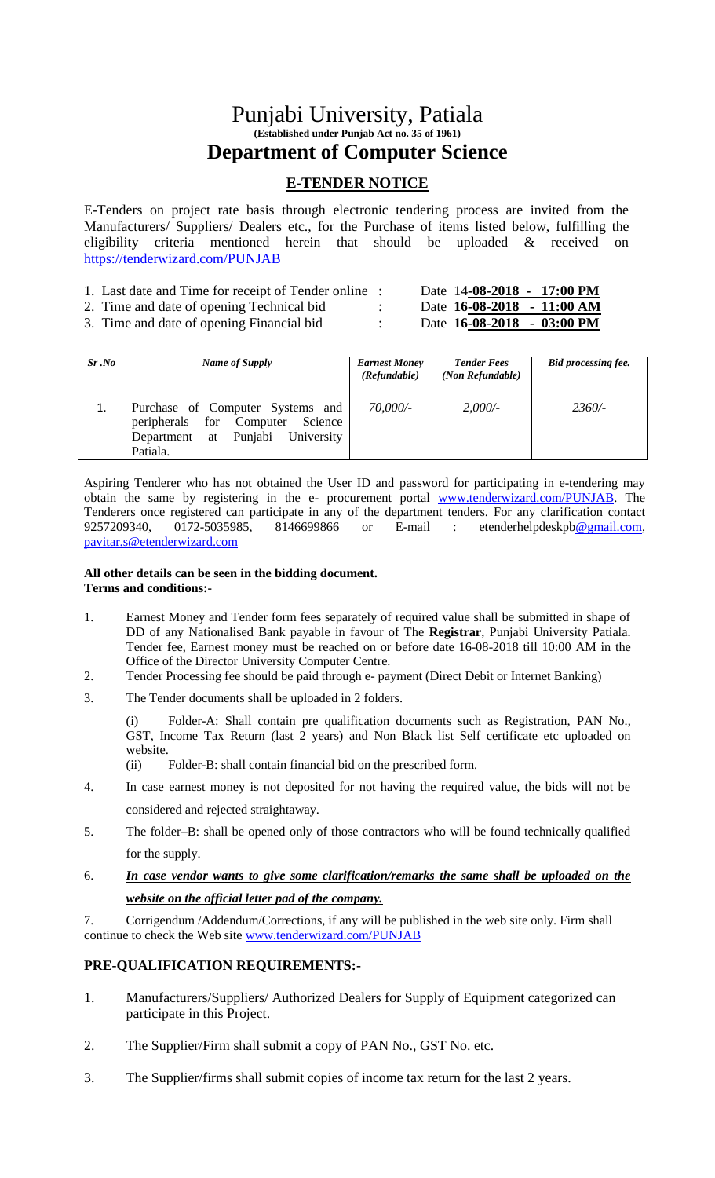# Punjabi University, Patiala

**(Established under Punjab Act no. 35 of 1961)**

## Department of Computer Science

### E-TENDER NOTICE

E-Tenders on project rate basis through electronic tendering process are invited from the Manufacturers/ Suppliers/ Dealers etc., for the Purchase of items listed below, fulfilling the eligibility criteria mentioned herein that should be uploaded & received on https://tenderwizard.com/PUNJAB

1. Last date and Time for receipt of Tender online : Date **14-08-2018 - 17:00 PM**
2. Time and date of opening Technical bid : Date **16-08-2018 - 11:00 AM**
3. Time and date of opening Financial bid : Date **16-08-2018 - 03:00 PM**

| *Sr .No* | *Name of Supply* | *Earnest Money (Refundable)* | *Tender Fees (Non Refundable)* | *Bid processing fee.* |
|---|---|---|---|---|
| 1. | Purchase of Computer Systems and peripherals for Computer Science Department at Punjabi University Patiala. | *70,000/-* | *2,000/-* | *2360/-* |

Aspiring Tenderer who has not obtained the User ID and password for participating in e-tendering may obtain the same by registering in the e- procurement portal www.tenderwizard.com/PUNJAB. The Tenderers once registered can participate in any of the department tenders. For any clarification contact 9257209340, 0172-5035985, 8146699866 or E-mail : etenderhelpdeskpb@gmail.com, pavitar.s@etenderwizard.com

**All other details can be seen in the bidding document.**
**Terms and conditions:-**

1. Earnest Money and Tender form fees separately of required value shall be submitted in shape of DD of any Nationalised Bank payable in favour of The **Registrar**, Punjabi University Patiala. Tender fee, Earnest money must be reached on or before date 16-08-2018 till 10:00 AM in the Office of the Director University Computer Centre.
2. Tender Processing fee should be paid through e- payment (Direct Debit or Internet Banking)
3. The Tender documents shall be uploaded in 2 folders.

   (i) Folder-A: Shall contain pre qualification documents such as Registration, PAN No., GST, Income Tax Return (last 2 years) and Non Black list Self certificate etc uploaded on website.

   (ii) Folder-B: shall contain financial bid on the prescribed form.

4. In case earnest money is not deposited for not having the required value, the bids will not be considered and rejected straightaway.
5. The folder–B: shall be opened only of those contractors who will be found technically qualified for the supply.
6. ***In case vendor wants to give some clarification/remarks the same shall be uploaded on the website on the official letter pad of the company.***
7. Corrigendum /Addendum/Corrections, if any will be published in the web site only. Firm shall continue to check the Web site www.tenderwizard.com/PUNJAB

### PRE-QUALIFICATION REQUIREMENTS:-

1. Manufacturers/Suppliers/ Authorized Dealers for Supply of Equipment categorized can participate in this Project.
2. The Supplier/Firm shall submit a copy of PAN No., GST No. etc.
3. The Supplier/firms shall submit copies of income tax return for the last 2 years.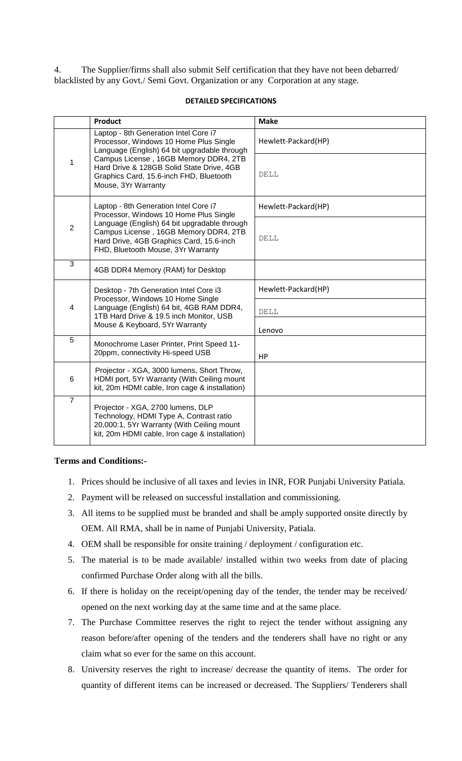4. The Supplier/firms shall also submit Self certification that they have not been debarred/ blacklisted by any Govt./ Semi Govt. Organization or any Corporation at any stage.

**DETAILED SPECIFICATIONS**

| | Product | Make |
|---|---|---|
| 1 | Laptop - 8th Generation Intel Core i7 Processor, Windows 10 Home Plus Single Language (English) 64 bit upgradable through Campus License , 16GB Memory DDR4, 2TB Hard Drive & 128GB Solid State Drive, 4GB Graphics Card, 15.6-inch FHD, Bluetooth Mouse, 3Yr Warranty | Hewlett-Packard(HP) |
| | | DELL |
| 2 | Laptop - 8th Generation Intel Core i7 Processor, Windows 10 Home Plus Single Language (English) 64 bit upgradable through Campus License , 16GB Memory DDR4, 2TB Hard Drive, 4GB Graphics Card, 15.6-inch FHD, Bluetooth Mouse, 3Yr Warranty | Hewlett-Packard(HP) |
| | | DELL |
| 3 | 4GB DDR4 Memory (RAM) for Desktop | |
| 4 | Desktop - 7th Generation Intel Core i3 Processor, Windows 10 Home Single Language (English) 64 bit, 4GB RAM DDR4, 1TB Hard Drive & 19.5 inch Monitor, USB Mouse & Keyboard, 5Yr Warranty | Hewlett-Packard(HP) |
| | | DELL |
| | | Lenovo |
| 5 | Monochrome Laser Printer, Print Speed 11-20ppm, connectivity Hi-speed USB | HP |
| 6 | Projector - XGA, 3000 lumens, Short Throw, HDMI port, 5Yr Warranty (With Ceiling mount kit, 20m HDMI cable, Iron cage & installation) | |
| 7 | Projector - XGA, 2700 lumens, DLP Technology, HDMI Type A, Contrast ratio 20,000:1, 5Yr Warranty (With Ceiling mount kit, 20m HDMI cable, Iron cage & installation) | |

**Terms and Conditions:-**

1. Prices should be inclusive of all taxes and levies in INR, FOR Punjabi University Patiala.
2. Payment will be released on successful installation and commissioning.
3. All items to be supplied must be branded and shall be amply supported onsite directly by OEM. All RMA, shall be in name of Punjabi University, Patiala.
4. OEM shall be responsible for onsite training / deployment / configuration etc.
5. The material is to be made available/ installed within two weeks from date of placing confirmed Purchase Order along with all the bills.
6. If there is holiday on the receipt/opening day of the tender, the tender may be received/ opened on the next working day at the same time and at the same place.
7. The Purchase Committee reserves the right to reject the tender without assigning any reason before/after opening of the tenders and the tenderers shall have no right or any claim what so ever for the same on this account.
8. University reserves the right to increase/ decrease the quantity of items. The order for quantity of different items can be increased or decreased. The Suppliers/ Tenderers shall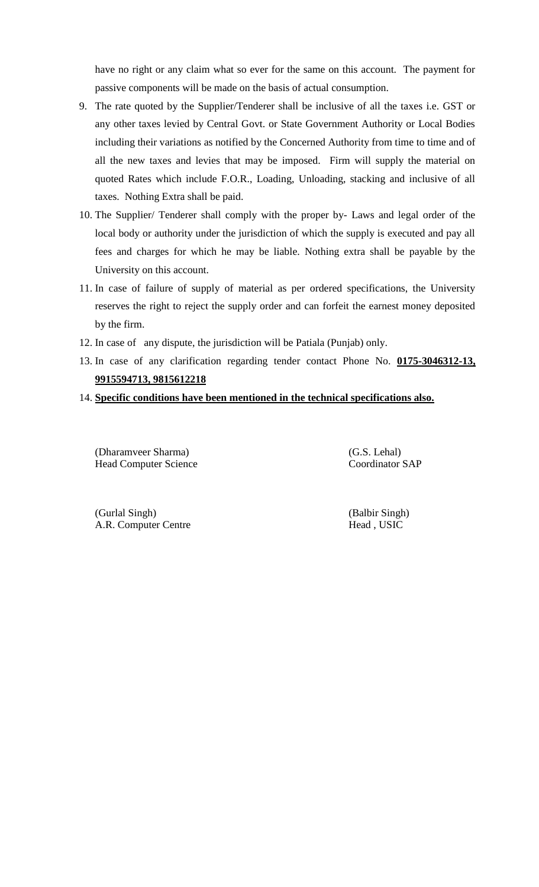have no right or any claim what so ever for the same on this account. The payment for passive components will be made on the basis of actual consumption.

9. The rate quoted by the Supplier/Tenderer shall be inclusive of all the taxes i.e. GST or any other taxes levied by Central Govt. or State Government Authority or Local Bodies including their variations as notified by the Concerned Authority from time to time and of all the new taxes and levies that may be imposed. Firm will supply the material on quoted Rates which include F.O.R., Loading, Unloading, stacking and inclusive of all taxes. Nothing Extra shall be paid.
10. The Supplier/ Tenderer shall comply with the proper by- Laws and legal order of the local body or authority under the jurisdiction of which the supply is executed and pay all fees and charges for which he may be liable. Nothing extra shall be payable by the University on this account.
11. In case of failure of supply of material as per ordered specifications, the University reserves the right to reject the supply order and can forfeit the earnest money deposited by the firm.
12. In case of any dispute, the jurisdiction will be Patiala (Punjab) only.
13. In case of any clarification regarding tender contact Phone No. **0175-3046312-13, 9915594713, 9815612218**
14. **Specific conditions have been mentioned in the technical specifications also.**

(Dharamveer Sharma)
Head Computer Science

(G.S. Lehal)
Coordinator SAP

(Gurlal Singh)
A.R. Computer Centre

(Balbir Singh)
Head , USIC